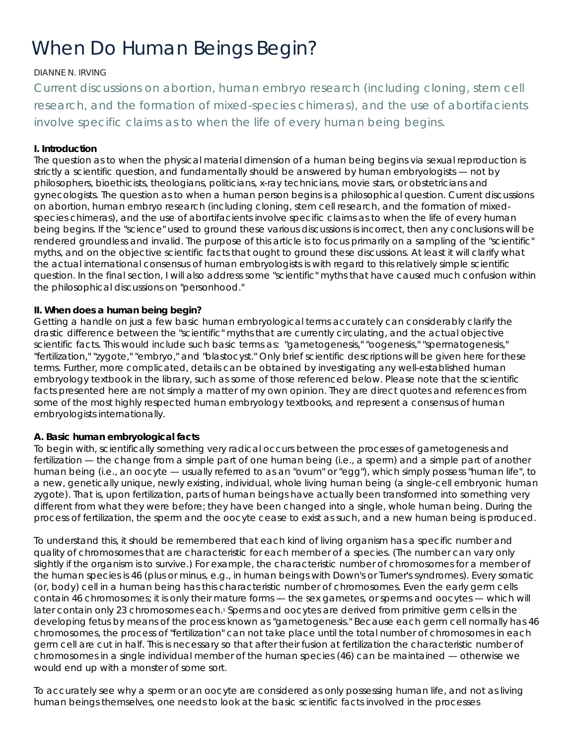# When Do Human Beings Begin?

DIANNE N. IRVING

Current discussions on abortion, human embryo research (including cloning, stem cell research, and the formation of mixed-species chimeras), and the use of abortifacients involve specific claims as to when the life of every human being begins.

**I. Introduction**

The question as to when the physical material dimension of a human being begins via sexual reproduction is strictly a scientific question, and fundamentally should be answered by human embryologists — not by philosophers, bioethicists, theologians, politicians, x-ray technicians, movie stars, or obstetricians and gynecologists. The question as to when a human person begins is a philosophical question. Current discussions on abortion, human embryo research (including cloning, stem cell research, and the formation of mixed-species chimeras), and the use of abortifacients involve specific claims as to when the life of every human being begins. If the "science" used to ground these various discussions is incorrect, then any conclusions will be rendered groundless and invalid. The purpose of this article is to focus primarily on a sampling of the "scientific" myths, and on the objective scientific facts that ought to ground these discussions. At least it will clarify what the actual international consensus of human embryologists is with regard to this relatively simple scientific question. In the final section, I will also address some "scientific" myths that have caused much confusion within the philosophical discussions on "personhood."

**II. When does a human being begin?**

Getting a handle on just a few basic human embryological terms accurately can considerably clarify the drastic difference between the "scientific" myths that are currently circulating, and the actual objective scientific facts. This would include such basic terms as: "gametogenesis," "oogenesis," "spermatogenesis," "fertilization," "zygote," "embryo," and "blastocyst." Only brief scientific descriptions will be given here for these terms. Further, more complicated, details can be obtained by investigating any well-established human embryology textbook in the library, such as some of those referenced below. Please note that the scientific facts presented here are not simply a matter of my own opinion. They are direct quotes and references from some of the most highly respected human embryology textbooks, and represent a consensus of human embryologists internationally.

**A. Basic human embryological facts**

To begin with, scientifically something very radical occurs between the processes of gametogenesis and fertilization — the change from a simple part of one human being (i.e., a sperm) and a simple part of another human being (i.e., an oocyte — usually referred to as an "ovum" or "egg"), which simply possess "human life", to a new, genetically unique, newly existing, individual, whole living human being (a single-cell embryonic human zygote). That is, upon fertilization, parts of human beings have actually been transformed into something very different from what they were before; they have been changed into a single, whole human being. During the process of fertilization, the sperm and the oocyte cease to exist as such, and a new human being is produced.

To understand this, it should be remembered that each kind of living organism has a specific number and quality of chromosomes that are characteristic for each member of a species. (The number can vary only slightly if the organism is to survive.) For example, the characteristic number of chromosomes for a member of the human species is 46 (plus or minus, e.g., in human beings with Down's or Turner's syndromes). Every somatic (or, body) cell in a human being has this characteristic number of chromosomes. Even the early germ cells contain 46 chromosomes; it is only their mature forms — the sex gametes, or sperms and oocytes — which will later contain only 23 chromosomes each.[1] Sperms and oocytes are derived from primitive germ cells in the developing fetus by means of the process known as "gametogenesis." Because each germ cell normally has 46 chromosomes, the process of "fertilization" can not take place until the total number of chromosomes in each germ cell are cut in half. This is necessary so that after their fusion at fertilization the characteristic number of chromosomes in a single individual member of the human species (46) can be maintained — otherwise we would end up with a monster of some sort.

To accurately see why a sperm or an oocyte are considered as only possessing human life, and not as living human beings themselves, one needs to look at the basic scientific facts involved in the processes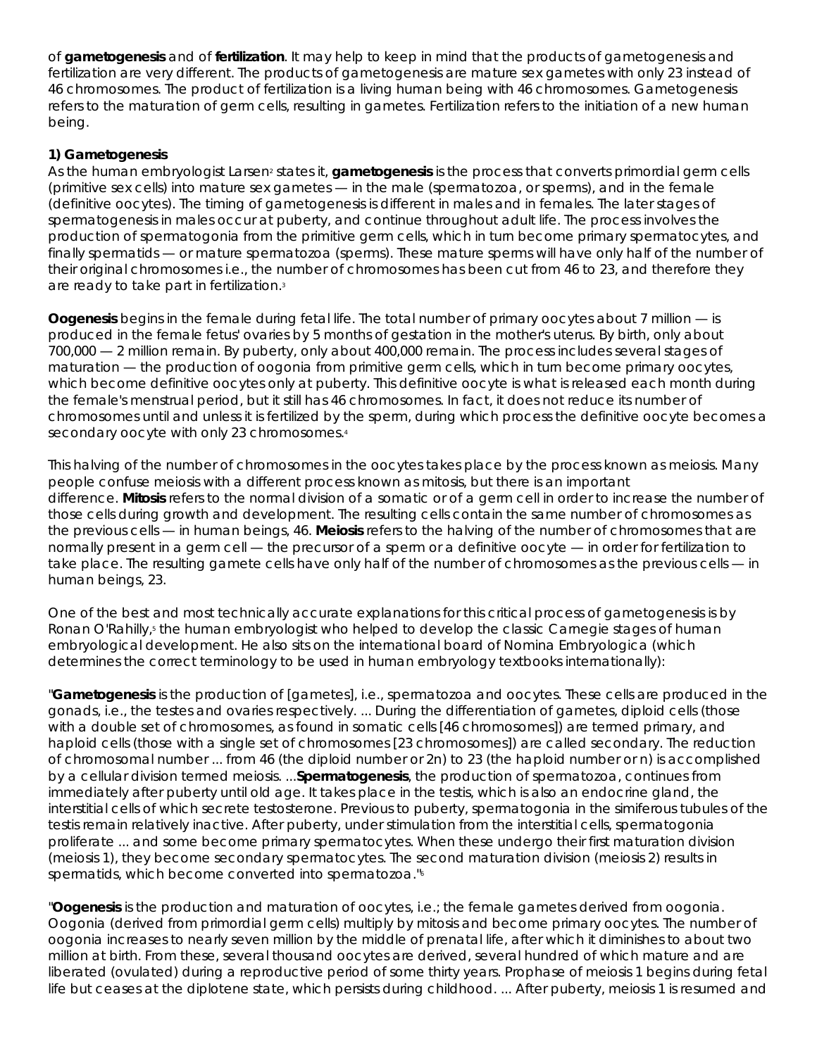of **gametogenesis** and of **fertilization**. It may help to keep in mind that the products of gametogenesis and fertilization are very different. The products of gametogenesis are mature sex gametes with only 23 instead of 46 chromosomes. The product of fertilization is a living human being with 46 chromosomes. Gametogenesis refers to the maturation of germ cells, resulting in gametes. Fertilization refers to the initiation of a new human being.

**1) Gametogenesis**

As the human embryologist Larsen[2] states it, **gametogenesis** is the process that converts primordial germ cells (primitive sex cells) into mature sex gametes — in the male (spermatozoa, or sperms), and in the female (definitive oocytes). The timing of gametogenesis is different in males and in females. The later stages of spermatogenesis in males occur at puberty, and continue throughout adult life. The process involves the production of spermatogonia from the primitive germ cells, which in turn become primary spermatocytes, and finally spermatids — or mature spermatozoa (sperms). These mature sperms will have only half of the number of their original chromosomes i.e., the number of chromosomes has been cut from 46 to 23, and therefore they are ready to take part in fertilization.[3]

**Oogenesis** begins in the female during fetal life. The total number of primary oocytes about 7 million — is produced in the female fetus' ovaries by 5 months of gestation in the mother's uterus. By birth, only about 700,000 — 2 million remain. By puberty, only about 400,000 remain. The process includes several stages of maturation — the production of oogonia from primitive germ cells, which in turn become primary oocytes, which become definitive oocytes only at puberty. This definitive oocyte is what is released each month during the female's menstrual period, but it still has 46 chromosomes. In fact, it does not reduce its number of chromosomes until and unless it is fertilized by the sperm, during which process the definitive oocyte becomes a secondary oocyte with only 23 chromosomes.[4]

This halving of the number of chromosomes in the oocytes takes place by the process known as meiosis. Many people confuse meiosis with a different process known as mitosis, but there is an important difference. **Mitosis** refers to the normal division of a somatic or of a germ cell in order to increase the number of those cells during growth and development. The resulting cells contain the same number of chromosomes as the previous cells — in human beings, 46. **Meiosis** refers to the halving of the number of chromosomes that are normally present in a germ cell — the precursor of a sperm or a definitive oocyte — in order for fertilization to take place. The resulting gamete cells have only half of the number of chromosomes as the previous cells — in human beings, 23.

One of the best and most technically accurate explanations for this critical process of gametogenesis is by Ronan O'Rahilly,[5] the human embryologist who helped to develop the classic Carnegie stages of human embryological development. He also sits on the international board of Nomina Embryologica (which determines the correct terminology to be used in human embryology textbooks internationally):

"**Gametogenesis** is the production of [gametes], i.e., spermatozoa and oocytes. These cells are produced in the gonads, i.e., the testes and ovaries respectively. ... During the differentiation of gametes, diploid cells (those with a double set of chromosomes, as found in somatic cells [46 chromosomes]) are termed primary, and haploid cells (those with a single set of chromosomes [23 chromosomes]) are called secondary. The reduction of chromosomal number ... from 46 (the diploid number or 2n) to 23 (the haploid number or n) is accomplished by a cellular division termed meiosis. ...**Spermatogenesis**, the production of spermatozoa, continues from immediately after puberty until old age. It takes place in the testis, which is also an endocrine gland, the interstitial cells of which secrete testosterone. Previous to puberty, spermatogonia in the simiferous tubules of the testis remain relatively inactive. After puberty, under stimulation from the interstitial cells, spermatogonia proliferate ... and some become primary spermatocytes. When these undergo their first maturation division (meiosis 1), they become secondary spermatocytes. The second maturation division (meiosis 2) results in spermatids, which become converted into spermatozoa."[6]

"**Oogenesis** is the production and maturation of oocytes, i.e.; the female gametes derived from oogonia. Oogonia (derived from primordial germ cells) multiply by mitosis and become primary oocytes. The number of oogonia increases to nearly seven million by the middle of prenatal life, after which it diminishes to about two million at birth. From these, several thousand oocytes are derived, several hundred of which mature and are liberated (ovulated) during a reproductive period of some thirty years. Prophase of meiosis 1 begins during fetal life but ceases at the diplotene state, which persists during childhood. ... After puberty, meiosis 1 is resumed and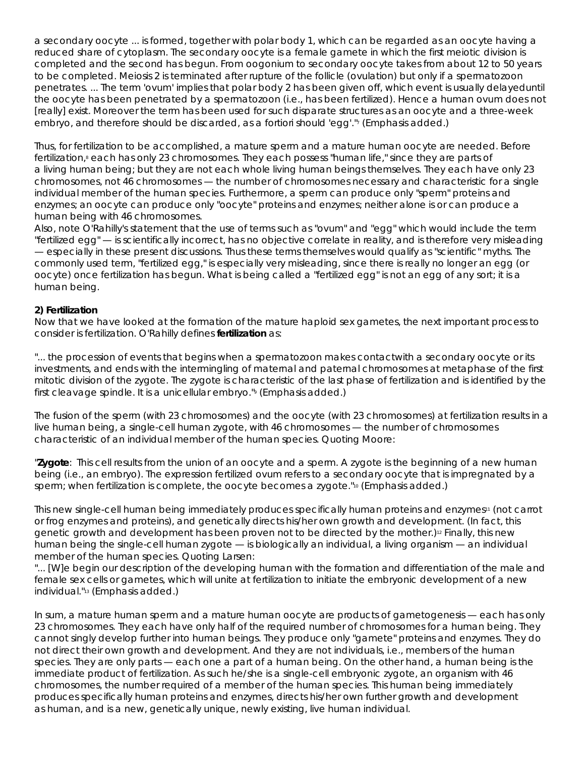a secondary oocyte ... is formed, together with polar body 1, which can be regarded as an oocyte having a reduced share of cytoplasm. The secondary oocyte is a female gamete in which the first meiotic division is completed and the second has begun. From oogonium to secondary oocyte takes from about 12 to 50 years to be completed. Meiosis 2 is terminated after rupture of the follicle (ovulation) but only if a spermatozoon penetrates. ... The term 'ovum' implies that polar body 2 has been given off, which event is usually delayeduntil the oocyte has been penetrated by a spermatozoon (i.e., has been fertilized). Hence a human ovum does not [really] exist. Moreover the term has been used for such disparate structures as an oocyte and a three-week embryo, and therefore should be discarded, as a fortiori should 'egg'."[7] (Emphasis added.)

Thus, for fertilization to be accomplished, a mature sperm and a mature human oocyte are needed. Before fertilization,[8] each has only 23 chromosomes. They each possess "human life," since they are parts of a living human being; but they are not each whole living human beings themselves. They each have only 23 chromosomes, not 46 chromosomes — the number of chromosomes necessary and characteristic for a single individual member of the human species. Furthermore, a sperm can produce only "sperm" proteins and enzymes; an oocyte can produce only "oocyte" proteins and enzymes; neither alone is or can produce a human being with 46 chromosomes.
Also, note O'Rahilly's statement that the use of terms such as "ovum" and "egg" which would include the term "fertilized egg" — is scientifically incorrect, has no objective correlate in reality, and is therefore very misleading — especially in these present discussions. Thus these terms themselves would qualify as "scientific" myths. The commonly used term, "fertilized egg," is especially very misleading, since there is really no longer an egg (or oocyte) once fertilization has begun. What is being called a "fertilized egg" is not an egg of any sort; it is a human being.

**2) Fertilization**
Now that we have looked at the formation of the mature haploid sex gametes, the next important process to consider is fertilization. O'Rahilly defines **fertilization** as:

"... the procession of events that begins when a spermatozoon makes contactwith a secondary oocyte or its investments, and ends with the intermingling of maternal and paternal chromosomes at metaphase of the first mitotic division of the zygote. The zygote is characteristic of the last phase of fertilization and is identified by the first cleavage spindle. It is a unicellular embryo."[9] (Emphasis added.)

The fusion of the sperm (with 23 chromosomes) and the oocyte (with 23 chromosomes) at fertilization results in a live human being, a single-cell human zygote, with 46 chromosomes — the number of chromosomes characteristic of an individual member of the human species. Quoting Moore:

"**Zygote**: This cell results from the union of an oocyte and a sperm. A zygote is the beginning of a new human being (i.e., an embryo). The expression fertilized ovum refers to a secondary oocyte that is impregnated by a sperm; when fertilization is complete, the oocyte becomes a zygote."[10] (Emphasis added.)

This new single-cell human being immediately produces specifically human proteins and enzymes[11] (not carrot or frog enzymes and proteins), and genetically directs his/her own growth and development. (In fact, this genetic growth and development has been proven not to be directed by the mother.)[12] Finally, this new human being the single-cell human zygote — is biologically an individual, a living organism — an individual member of the human species. Quoting Larsen:
"... [W]e begin our description of the developing human with the formation and differentiation of the male and female sex cells or gametes, which will unite at fertilization to initiate the embryonic development of a new individual."[13] (Emphasis added.)

In sum, a mature human sperm and a mature human oocyte are products of gametogenesis — each has only 23 chromosomes. They each have only half of the required number of chromosomes for a human being. They cannot singly develop further into human beings. They produce only "gamete" proteins and enzymes. They do not direct their own growth and development. And they are not individuals, i.e., members of the human species. They are only parts — each one a part of a human being. On the other hand, a human being is the immediate product of fertilization. As such he/she is a single-cell embryonic zygote, an organism with 46 chromosomes, the number required of a member of the human species. This human being immediately produces specifically human proteins and enzymes, directs his/her own further growth and development as human, and is a new, genetically unique, newly existing, live human individual.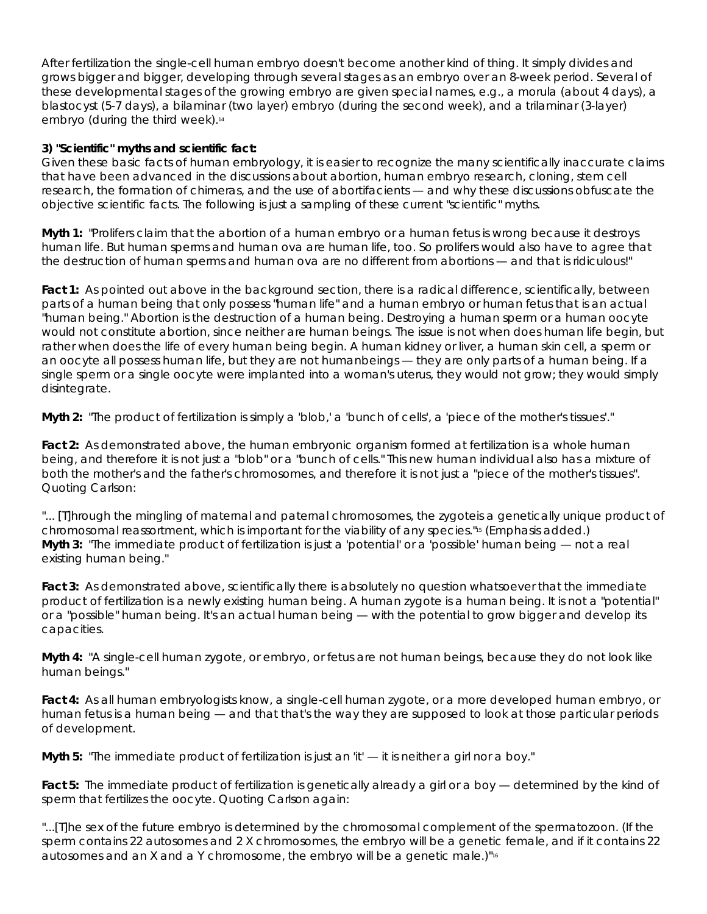After fertilization the single-cell human embryo doesn't become another kind of thing. It simply divides and grows bigger and bigger, developing through several stages as an embryo over an 8-week period. Several of these developmental stages of the growing embryo are given special names, e.g., a morula (about 4 days), a blastocyst (5-7 days), a bilaminar (two layer) embryo (during the second week), and a trilaminar (3-layer) embryo (during the third week).[14]

**3) "Scientific" myths and scientific fact:**

Given these basic facts of human embryology, it is easier to recognize the many scientifically inaccurate claims that have been advanced in the discussions about abortion, human embryo research, cloning, stem cell research, the formation of chimeras, and the use of abortifacients — and why these discussions obfuscate the objective scientific facts. The following is just a sampling of these current "scientific" myths.

**Myth 1:** "Prolifers claim that the abortion of a human embryo or a human fetus is wrong because it destroys human life. But human sperms and human ova are human life, too. So prolifers would also have to agree that the destruction of human sperms and human ova are no different from abortions — and that is ridiculous!"

**Fact 1:** As pointed out above in the background section, there is a radical difference, scientifically, between parts of a human being that only possess "human life" and a human embryo or human fetus that is an actual "human being." Abortion is the destruction of a human being. Destroying a human sperm or a human oocyte would not constitute abortion, since neither are human beings. The issue is not when does human life begin, but rather when does the life of every human being begin. A human kidney or liver, a human skin cell, a sperm or an oocyte all possess human life, but they are not humanbeings — they are only parts of a human being. If a single sperm or a single oocyte were implanted into a woman's uterus, they would not grow; they would simply disintegrate.

**Myth 2:** "The product of fertilization is simply a 'blob,' a 'bunch of cells', a 'piece of the mother's tissues'."

**Fact 2:** As demonstrated above, the human embryonic organism formed at fertilization is a whole human being, and therefore it is not just a "blob" or a "bunch of cells." This new human individual also has a mixture of both the mother's and the father's chromosomes, and therefore it is not just a "piece of the mother's tissues". Quoting Carlson:

"... [T]hrough the mingling of maternal and paternal chromosomes, the zygoteis a genetically unique product of chromosomal reassortment, which is important for the viability of any species."[15] (Emphasis added.)

**Myth 3:** "The immediate product of fertilization is just a 'potential' or a 'possible' human being — not a real existing human being."

**Fact 3:** As demonstrated above, scientifically there is absolutely no question whatsoever that the immediate product of fertilization is a newly existing human being. A human zygote is a human being. It is not a "potential" or a "possible" human being. It's an actual human being — with the potential to grow bigger and develop its capacities.

**Myth 4:** "A single-cell human zygote, or embryo, or fetus are not human beings, because they do not look like human beings."

**Fact 4:** As all human embryologists know, a single-cell human zygote, or a more developed human embryo, or human fetus is a human being — and that that's the way they are supposed to look at those particular periods of development.

**Myth 5:** "The immediate product of fertilization is just an 'it' — it is neither a girl nor a boy."

**Fact 5:** The immediate product of fertilization is genetically already a girl or a boy — determined by the kind of sperm that fertilizes the oocyte. Quoting Carlson again:

"...[T]he sex of the future embryo is determined by the chromosomal complement of the spermatozoon. (If the sperm contains 22 autosomes and 2 X chromosomes, the embryo will be a genetic female, and if it contains 22 autosomes and an X and a Y chromosome, the embryo will be a genetic male.)"[16]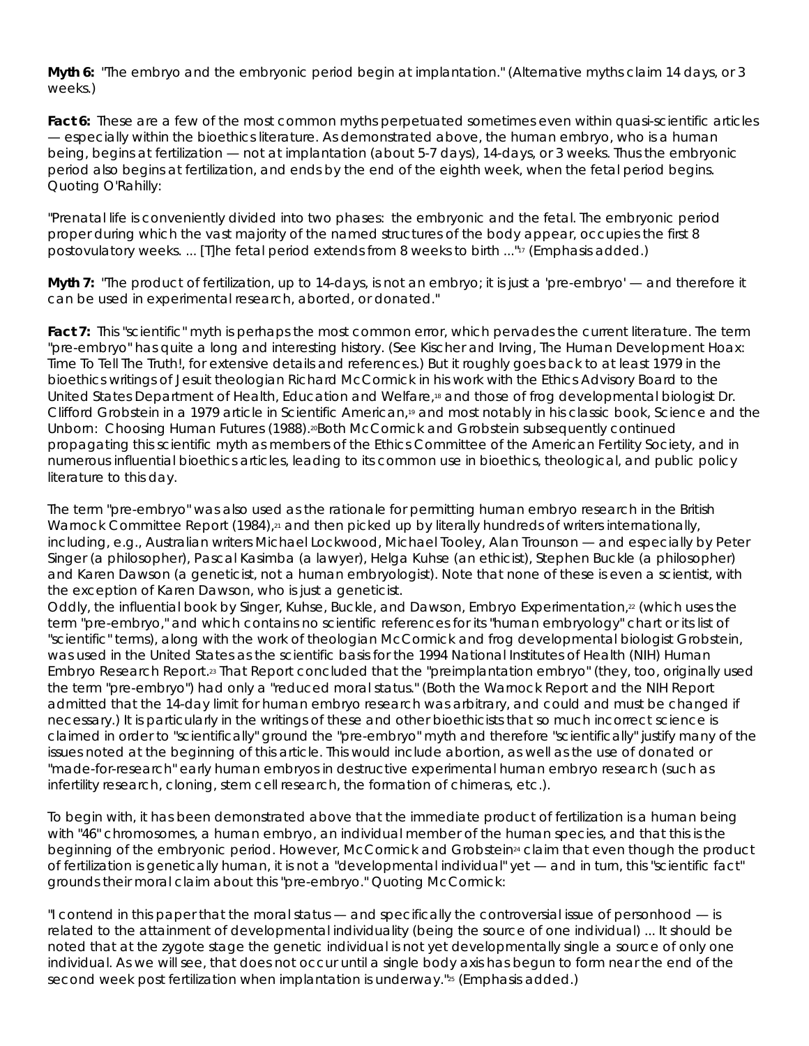**Myth 6:** "The embryo and the embryonic period begin at implantation." (Alternative myths claim 14 days, or 3 weeks.)

**Fact 6:** These are a few of the most common myths perpetuated sometimes even within quasi-scientific articles — especially within the bioethics literature. As demonstrated above, the human embryo, who is a human being, begins at fertilization — not at implantation (about 5-7 days), 14-days, or 3 weeks. Thus the embryonic period also begins at fertilization, and ends by the end of the eighth week, when the fetal period begins. Quoting O'Rahilly:

"Prenatal life is conveniently divided into two phases: the embryonic and the fetal. The embryonic period proper during which the vast majority of the named structures of the body appear, occupies the first 8 postovulatory weeks. ... [T]he fetal period extends from 8 weeks to birth ..."[17] (Emphasis added.)

**Myth 7:** "The product of fertilization, up to 14-days, is not an embryo; it is just a 'pre-embryo' — and therefore it can be used in experimental research, aborted, or donated."

**Fact 7:** This "scientific" myth is perhaps the most common error, which pervades the current literature. The term "pre-embryo" has quite a long and interesting history. (See Kischer and Irving, The Human Development Hoax: Time To Tell The Truth!, for extensive details and references.) But it roughly goes back to at least 1979 in the bioethics writings of Jesuit theologian Richard McCormick in his work with the Ethics Advisory Board to the United States Department of Health, Education and Welfare,[18] and those of frog developmental biologist Dr. Clifford Grobstein in a 1979 article in Scientific American,[19] and most notably in his classic book, Science and the Unborn: Choosing Human Futures (1988).[20] Both McCormick and Grobstein subsequently continued propagating this scientific myth as members of the Ethics Committee of the American Fertility Society, and in numerous influential bioethics articles, leading to its common use in bioethics, theological, and public policy literature to this day.

The term "pre-embryo" was also used as the rationale for permitting human embryo research in the British Warnock Committee Report (1984),[21] and then picked up by literally hundreds of writers internationally, including, e.g., Australian writers Michael Lockwood, Michael Tooley, Alan Trounson — and especially by Peter Singer (a philosopher), Pascal Kasimba (a lawyer), Helga Kuhse (an ethicist), Stephen Buckle (a philosopher) and Karen Dawson (a geneticist, not a human embryologist). Note that none of these is even a scientist, with the exception of Karen Dawson, who is just a geneticist.
Oddly, the influential book by Singer, Kuhse, Buckle, and Dawson, Embryo Experimentation,[22] (which uses the term "pre-embryo," and which contains no scientific references for its "human embryology" chart or its list of "scientific" terms), along with the work of theologian McCormick and frog developmental biologist Grobstein, was used in the United States as the scientific basis for the 1994 National Institutes of Health (NIH) Human Embryo Research Report.[23] That Report concluded that the "preimplantation embryo" (they, too, originally used the term "pre-embryo") had only a "reduced moral status." (Both the Warnock Report and the NIH Report admitted that the 14-day limit for human embryo research was arbitrary, and could and must be changed if necessary.) It is particularly in the writings of these and other bioethicists that so much incorrect science is claimed in order to "scientifically" ground the "pre-embryo" myth and therefore "scientifically" justify many of the issues noted at the beginning of this article. This would include abortion, as well as the use of donated or "made-for-research" early human embryos in destructive experimental human embryo research (such as infertility research, cloning, stem cell research, the formation of chimeras, etc.).

To begin with, it has been demonstrated above that the immediate product of fertilization is a human being with "46" chromosomes, a human embryo, an individual member of the human species, and that this is the beginning of the embryonic period. However, McCormick and Grobstein[24] claim that even though the product of fertilization is genetically human, it is not a "developmental individual" yet — and in turn, this "scientific fact" grounds their moral claim about this "pre-embryo." Quoting McCormick:

"I contend in this paper that the moral status — and specifically the controversial issue of personhood — is related to the attainment of developmental individuality (being the source of one individual) ... It should be noted that at the zygote stage the genetic individual is not yet developmentally single a source of only one individual. As we will see, that does not occur until a single body axis has begun to form near the end of the second week post fertilization when implantation is underway."[25] (Emphasis added.)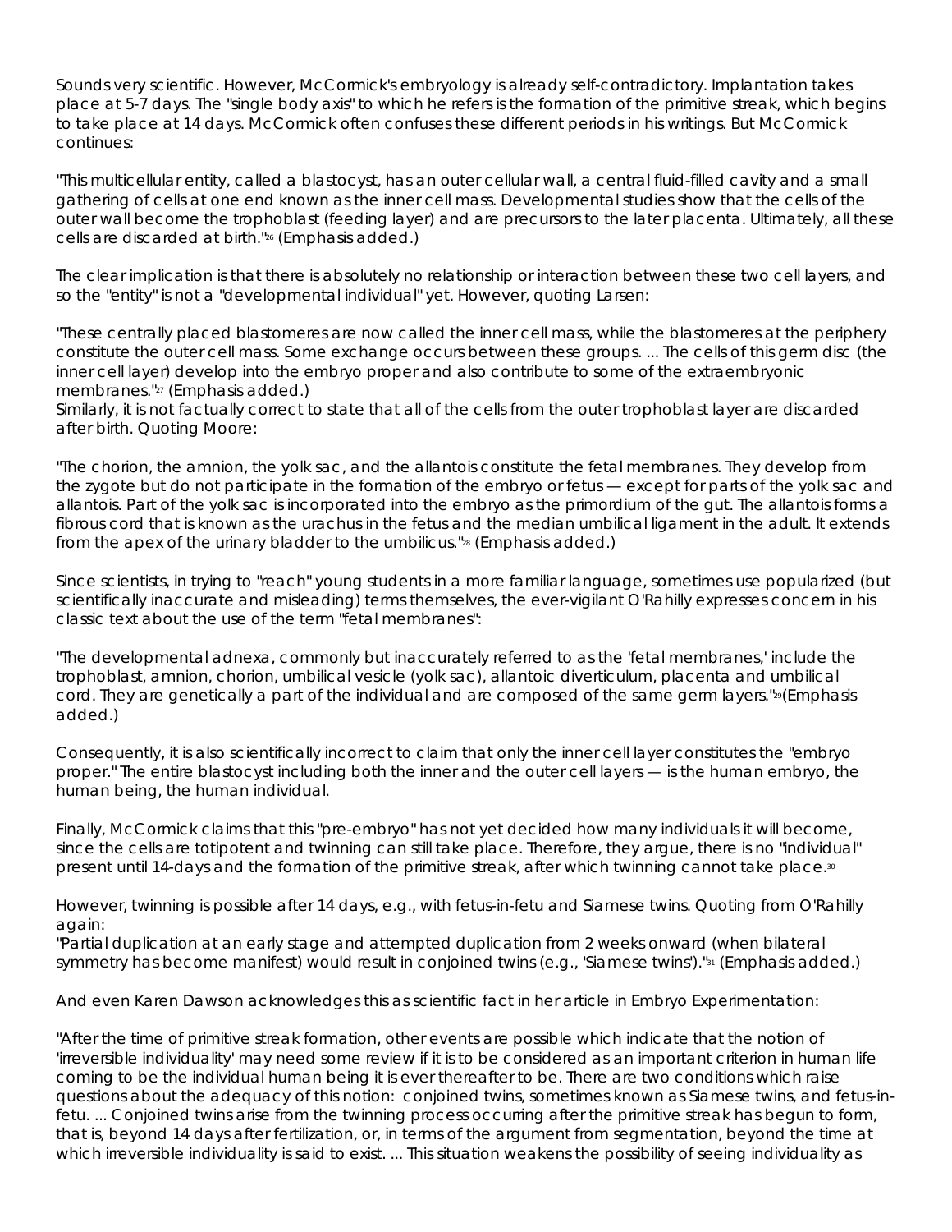Sounds very scientific. However, McCormick's embryology is already self-contradictory. Implantation takes place at 5-7 days. The "single body axis" to which he refers is the formation of the primitive streak, which begins to take place at 14 days. McCormick often confuses these different periods in his writings. But McCormick continues:

"This multicellular entity, called a blastocyst, has an outer cellular wall, a central fluid-filled cavity and a small gathering of cells at one end known as the inner cell mass. Developmental studies show that the cells of the outer wall become the trophoblast (feeding layer) and are precursors to the later placenta. Ultimately, all these cells are discarded at birth."[26] (Emphasis added.)

The clear implication is that there is absolutely no relationship or interaction between these two cell layers, and so the "entity" is not a "developmental individual" yet. However, quoting Larsen:

"These centrally placed blastomeres are now called the inner cell mass, while the blastomeres at the periphery constitute the outer cell mass. Some exchange occurs between these groups. ... The cells of this germ disc (the inner cell layer) develop into the embryo proper and also contribute to some of the extraembryonic membranes."[27] (Emphasis added.)
Similarly, it is not factually correct to state that all of the cells from the outer trophoblast layer are discarded after birth. Quoting Moore:

"The chorion, the amnion, the yolk sac, and the allantois constitute the fetal membranes. They develop from the zygote but do not participate in the formation of the embryo or fetus — except for parts of the yolk sac and allantois. Part of the yolk sac is incorporated into the embryo as the primordium of the gut. The allantois forms a fibrous cord that is known as the urachus in the fetus and the median umbilical ligament in the adult. It extends from the apex of the urinary bladder to the umbilicus."[28] (Emphasis added.)

Since scientists, in trying to "reach" young students in a more familiar language, sometimes use popularized (but scientifically inaccurate and misleading) terms themselves, the ever-vigilant O'Rahilly expresses concern in his classic text about the use of the term "fetal membranes":

"The developmental adnexa, commonly but inaccurately referred to as the 'fetal membranes,' include the trophoblast, amnion, chorion, umbilical vesicle (yolk sac), allantoic diverticulum, placenta and umbilical cord. They are genetically a part of the individual and are composed of the same germ layers."[29] (Emphasis added.)

Consequently, it is also scientifically incorrect to claim that only the inner cell layer constitutes the "embryo proper." The entire blastocyst including both the inner and the outer cell layers — is the human embryo, the human being, the human individual.

Finally, McCormick claims that this "pre-embryo" has not yet decided how many individuals it will become, since the cells are totipotent and twinning can still take place. Therefore, they argue, there is no "individual" present until 14-days and the formation of the primitive streak, after which twinning cannot take place.[30]

However, twinning is possible after 14 days, e.g., with fetus-in-fetu and Siamese twins. Quoting from O'Rahilly again:
"Partial duplication at an early stage and attempted duplication from 2 weeks onward (when bilateral symmetry has become manifest) would result in conjoined twins (e.g., 'Siamese twins')."[31] (Emphasis added.)

And even Karen Dawson acknowledges this as scientific fact in her article in Embryo Experimentation:

"After the time of primitive streak formation, other events are possible which indicate that the notion of 'irreversible individuality' may need some review if it is to be considered as an important criterion in human life coming to be the individual human being it is ever thereafter to be. There are two conditions which raise questions about the adequacy of this notion: conjoined twins, sometimes known as Siamese twins, and fetus-in-fetu. ... Conjoined twins arise from the twinning process occurring after the primitive streak has begun to form, that is, beyond 14 days after fertilization, or, in terms of the argument from segmentation, beyond the time at which irreversible individuality is said to exist. ... This situation weakens the possibility of seeing individuality as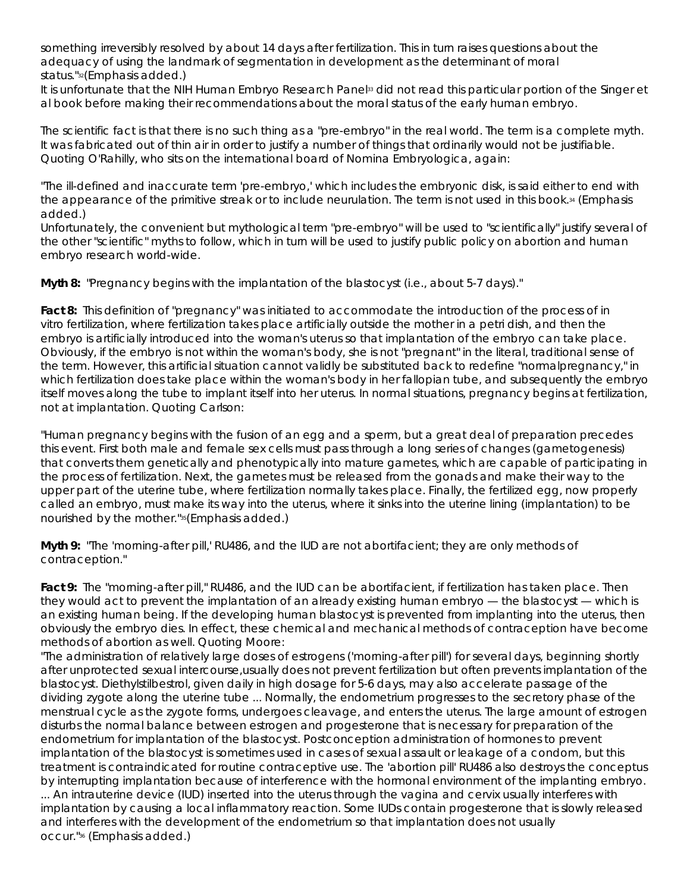something irreversibly resolved by about 14 days after fertilization. This in turn raises questions about the adequacy of using the landmark of segmentation in development as the determinant of moral status."[32](Emphasis added.)

It is unfortunate that the NIH Human Embryo Research Panel[33] did not read this particular portion of the Singer et al book before making their recommendations about the moral status of the early human embryo.

The scientific fact is that there is no such thing as a "pre-embryo" in the real world. The term is a complete myth. It was fabricated out of thin air in order to justify a number of things that ordinarily would not be justifiable. Quoting O'Rahilly, who sits on the international board of Nomina Embryologica, again:

"The ill-defined and inaccurate term 'pre-embryo,' which includes the embryonic disk, is said either to end with the appearance of the primitive streak or to include neurulation. The term is not used in this book.[34] (Emphasis added.)

Unfortunately, the convenient but mythological term "pre-embryo" will be used to "scientifically" justify several of the other "scientific" myths to follow, which in turn will be used to justify public policy on abortion and human embryo research world-wide.

**Myth 8:** "Pregnancy begins with the implantation of the blastocyst (i.e., about 5-7 days)."

**Fact 8:** This definition of "pregnancy" was initiated to accommodate the introduction of the process of in vitro fertilization, where fertilization takes place artificially outside the mother in a petri dish, and then the embryo is artificially introduced into the woman's uterus so that implantation of the embryo can take place. Obviously, if the embryo is not within the woman's body, she is not "pregnant" in the literal, traditional sense of the term. However, this artificial situation cannot validly be substituted back to redefine "normalpregnancy," in which fertilization does take place within the woman's body in her fallopian tube, and subsequently the embryo itself moves along the tube to implant itself into her uterus. In normal situations, pregnancy begins at fertilization, not at implantation. Quoting Carlson:

"Human pregnancy begins with the fusion of an egg and a sperm, but a great deal of preparation precedes this event. First both male and female sex cells must pass through a long series of changes (gametogenesis) that converts them genetically and phenotypically into mature gametes, which are capable of participating in the process of fertilization. Next, the gametes must be released from the gonads and make their way to the upper part of the uterine tube, where fertilization normally takes place. Finally, the fertilized egg, now properly called an embryo, must make its way into the uterus, where it sinks into the uterine lining (implantation) to be nourished by the mother."[35](Emphasis added.)

**Myth 9:** "The 'morning-after pill,' RU486, and the IUD are not abortifacient; they are only methods of contraception."

**Fact 9:** The "morning-after pill," RU486, and the IUD can be abortifacient, if fertilization has taken place. Then they would act to prevent the implantation of an already existing human embryo — the blastocyst — which is an existing human being. If the developing human blastocyst is prevented from implanting into the uterus, then obviously the embryo dies. In effect, these chemical and mechanical methods of contraception have become methods of abortion as well. Quoting Moore:

"The administration of relatively large doses of estrogens ('morning-after pill') for several days, beginning shortly after unprotected sexual intercourse,usually does not prevent fertilization but often prevents implantation of the blastocyst. Diethylstilbestrol, given daily in high dosage for 5-6 days, may also accelerate passage of the dividing zygote along the uterine tube ... Normally, the endometrium progresses to the secretory phase of the menstrual cycle as the zygote forms, undergoes cleavage, and enters the uterus. The large amount of estrogen disturbs the normal balance between estrogen and progesterone that is necessary for preparation of the endometrium for implantation of the blastocyst. Postconception administration of hormones to prevent implantation of the blastocyst is sometimes used in cases of sexual assault or leakage of a condom, but this treatment is contraindicated for routine contraceptive use. The 'abortion pill' RU486 also destroys the conceptus by interrupting implantation because of interference with the hormonal environment of the implanting embryo. ... An intrauterine device (IUD) inserted into the uterus through the vagina and cervix usually interferes with implantation by causing a local inflammatory reaction. Some IUDs contain progesterone that is slowly released and interferes with the development of the endometrium so that implantation does not usually occur."[36] (Emphasis added.)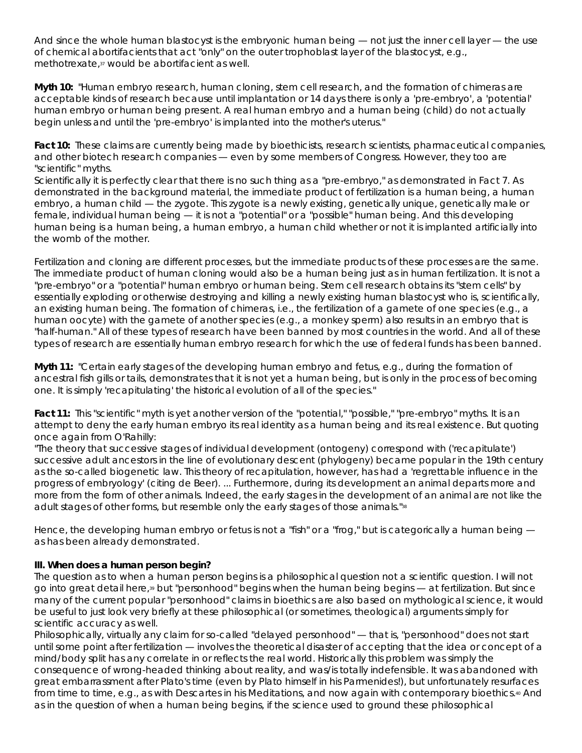And since the whole human blastocyst is the embryonic human being — not just the inner cell layer — the use of chemical abortifacients that act "only" on the outer trophoblast layer of the blastocyst, e.g., methotrexate,[37] would be abortifacient as well.

**Myth 10:** "Human embryo research, human cloning, stem cell research, and the formation of chimeras are acceptable kinds of research because until implantation or 14 days there is only a 'pre-embryo', a 'potential' human embryo or human being present. A real human embryo and a human being (child) do not actually begin unless and until the 'pre-embryo' is implanted into the mother's uterus."

**Fact 10:** These claims are currently being made by bioethicists, research scientists, pharmaceutical companies, and other biotech research companies — even by some members of Congress. However, they too are "scientific" myths.
Scientifically it is perfectly clear that there is no such thing as a "pre-embryo," as demonstrated in Fact 7. As demonstrated in the background material, the immediate product of fertilization is a human being, a human embryo, a human child — the zygote. This zygote is a newly existing, genetically unique, genetically male or female, individual human being — it is not a "potential" or a "possible" human being. And this developing human being is a human being, a human embryo, a human child whether or not it is implanted artificially into the womb of the mother.

Fertilization and cloning are different processes, but the immediate products of these processes are the same. The immediate product of human cloning would also be a human being just as in human fertilization. It is not a "pre-embryo" or a "potential" human embryo or human being. Stem cell research obtains its "stem cells" by essentially exploding or otherwise destroying and killing a newly existing human blastocyst who is, scientifically, an existing human being. The formation of chimeras, i.e., the fertilization of a gamete of one species (e.g., a human oocyte) with the gamete of another species (e.g., a monkey sperm) also results in an embryo that is "half-human." All of these types of research have been banned by most countries in the world. And all of these types of research are essentially human embryo research for which the use of federal funds has been banned.

**Myth 11:** "Certain early stages of the developing human embryo and fetus, e.g., during the formation of ancestral fish gills or tails, demonstrates that it is not yet a human being, but is only in the process of becoming one. It is simply 'recapitulating' the historical evolution of all of the species."

**Fact 11:** This "scientific" myth is yet another version of the "potential," "possible," "pre-embryo" myths. It is an attempt to deny the early human embryo its real identity as a human being and its real existence. But quoting once again from O'Rahilly:
"The theory that successive stages of individual development (ontogeny) correspond with ('recapitulate') successive adult ancestors in the line of evolutionary descent (phylogeny) became popular in the 19th century as the so-called biogenetic law. This theory of recapitulation, however, has had a 'regrettable influence in the progress of embryology' (citing de Beer). ... Furthermore, during its development an animal departs more and more from the form of other animals. Indeed, the early stages in the development of an animal are not like the adult stages of other forms, but resemble only the early stages of those animals."[38]

Hence, the developing human embryo or fetus is not a "fish" or a "frog," but is categorically a human being — as has been already demonstrated.

### III. When does a human person begin?

The question as to when a human person begins is a philosophical question not a scientific question. I will not go into great detail here,[39] but "personhood" begins when the human being begins — at fertilization. But since many of the current popular "personhood" claims in bioethics are also based on mythological science, it would be useful to just look very briefly at these philosophical (or sometimes, theological) arguments simply for scientific accuracy as well.
Philosophically, virtually any claim for so-called "delayed personhood" — that is, "personhood" does not start until some point after fertilization — involves the theoretical disaster of accepting that the idea or concept of a mind/body split has any correlate in or reflects the real world. Historically this problem was simply the consequence of wrong-headed thinking about reality, and was/is totally indefensible. It was abandoned with great embarrassment after Plato's time (even by Plato himself in his Parmenides!), but unfortunately resurfaces from time to time, e.g., as with Descartes in his Meditations, and now again with contemporary bioethics.[40] And as in the question of when a human being begins, if the science used to ground these philosophical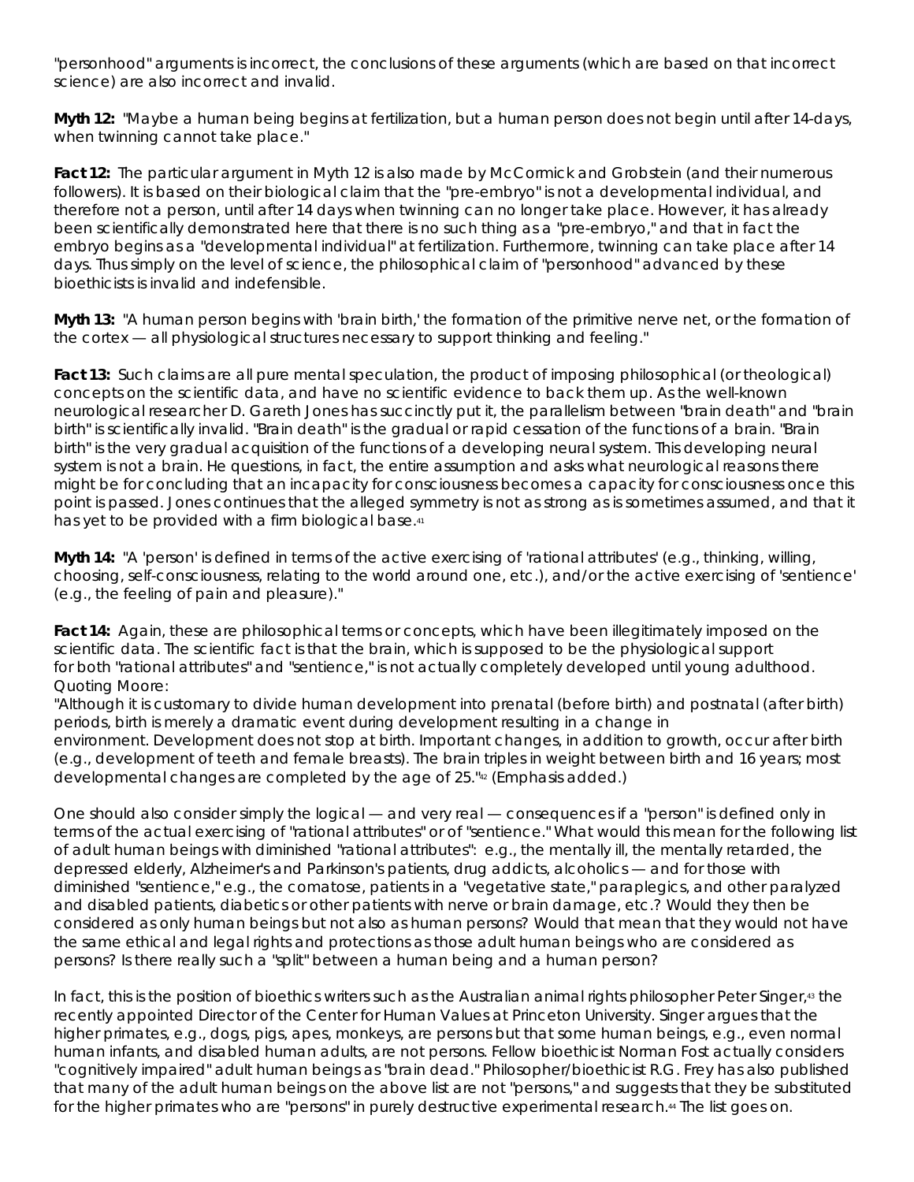"personhood" arguments is incorrect, the conclusions of these arguments (which are based on that incorrect science) are also incorrect and invalid.

**Myth 12:** "Maybe a human being begins at fertilization, but a human person does not begin until after 14-days, when twinning cannot take place."

**Fact 12:** The particular argument in Myth 12 is also made by McCormick and Grobstein (and their numerous followers). It is based on their biological claim that the "pre-embryo" is not a developmental individual, and therefore not a person, until after 14 days when twinning can no longer take place. However, it has already been scientifically demonstrated here that there is no such thing as a "pre-embryo," and that in fact the embryo begins as a "developmental individual" at fertilization. Furthermore, twinning can take place after 14 days. Thus simply on the level of science, the philosophical claim of "personhood" advanced by these bioethicists is invalid and indefensible.

**Myth 13:** "A human person begins with 'brain birth,' the formation of the primitive nerve net, or the formation of the cortex — all physiological structures necessary to support thinking and feeling."

**Fact 13:** Such claims are all pure mental speculation, the product of imposing philosophical (or theological) concepts on the scientific data, and have no scientific evidence to back them up. As the well-known neurological researcher D. Gareth Jones has succinctly put it, the parallelism between "brain death" and "brain birth" is scientifically invalid. "Brain death" is the gradual or rapid cessation of the functions of a brain. "Brain birth" is the very gradual acquisition of the functions of a developing neural system. This developing neural system is not a brain. He questions, in fact, the entire assumption and asks what neurological reasons there might be for concluding that an incapacity for consciousness becomes a capacity for consciousness once this point is passed. Jones continues that the alleged symmetry is not as strong as is sometimes assumed, and that it has yet to be provided with a firm biological base.[41]

**Myth 14:** "A 'person' is defined in terms of the active exercising of 'rational attributes' (e.g., thinking, willing, choosing, self-consciousness, relating to the world around one, etc.), and/or the active exercising of 'sentience' (e.g., the feeling of pain and pleasure)."

**Fact 14:** Again, these are philosophical terms or concepts, which have been illegitimately imposed on the scientific data. The scientific fact is that the brain, which is supposed to be the physiological support for both "rational attributes" and "sentience," is not actually completely developed until young adulthood. Quoting Moore:
"Although it is customary to divide human development into prenatal (before birth) and postnatal (after birth) periods, birth is merely a dramatic event during development resulting in a change in environment. Development does not stop at birth. Important changes, in addition to growth, occur after birth (e.g., development of teeth and female breasts). The brain triples in weight between birth and 16 years; most developmental changes are completed by the age of 25."[42] (Emphasis added.)

One should also consider simply the logical — and very real — consequences if a "person" is defined only in terms of the actual exercising of "rational attributes" or of "sentience." What would this mean for the following list of adult human beings with diminished "rational attributes": e.g., the mentally ill, the mentally retarded, the depressed elderly, Alzheimer's and Parkinson's patients, drug addicts, alcoholics — and for those with diminished "sentience," e.g., the comatose, patients in a "vegetative state," paraplegics, and other paralyzed and disabled patients, diabetics or other patients with nerve or brain damage, etc.? Would they then be considered as only human beings but not also as human persons? Would that mean that they would not have the same ethical and legal rights and protections as those adult human beings who are considered as persons? Is there really such a "split" between a human being and a human person?

In fact, this is the position of bioethics writers such as the Australian animal rights philosopher Peter Singer,[43] the recently appointed Director of the Center for Human Values at Princeton University. Singer argues that the higher primates, e.g., dogs, pigs, apes, monkeys, are persons but that some human beings, e.g., even normal human infants, and disabled human adults, are not persons. Fellow bioethicist Norman Fost actually considers "cognitively impaired" adult human beings as "brain dead." Philosopher/bioethicist R.G. Frey has also published that many of the adult human beings on the above list are not "persons," and suggests that they be substituted for the higher primates who are "persons" in purely destructive experimental research.[44] The list goes on.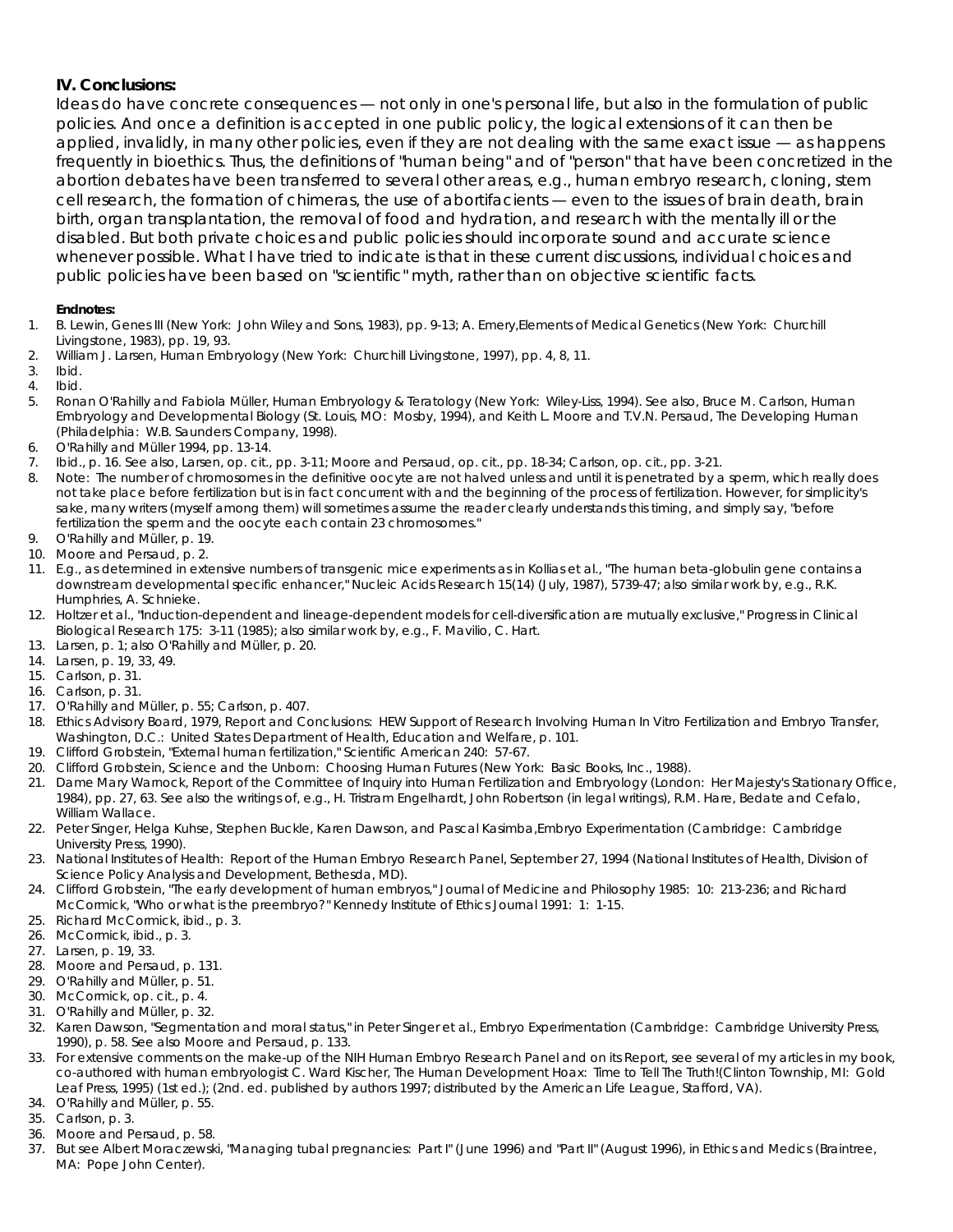### IV. Conclusions:

Ideas do have concrete consequences — not only in one's personal life, but also in the formulation of public policies. And once a definition is accepted in one public policy, the logical extensions of it can then be applied, invalidly, in many other policies, even if they are not dealing with the same exact issue — as happens frequently in bioethics. Thus, the definitions of "human being" and of "person" that have been concretized in the abortion debates have been transferred to several other areas, e.g., human embryo research, cloning, stem cell research, the formation of chimeras, the use of abortifacients — even to the issues of brain death, brain birth, organ transplantation, the removal of food and hydration, and research with the mentally ill or the disabled. But both private choices and public policies should incorporate sound and accurate science whenever possible. What I have tried to indicate is that in these current discussions, individual choices and public policies have been based on "scientific" myth, rather than on objective scientific facts.

**Endnotes:**

1. B. Lewin, Genes III (New York: John Wiley and Sons, 1983), pp. 9-13; A. Emery,Elements of Medical Genetics (New York: Churchill Livingstone, 1983), pp. 19, 93.
2. William J. Larsen, Human Embryology (New York: Churchill Livingstone, 1997), pp. 4, 8, 11.
3. Ibid.
4. Ibid.
5. Ronan O'Rahilly and Fabiola Müller, Human Embryology & Teratology (New York: Wiley-Liss, 1994). See also, Bruce M. Carlson, Human Embryology and Developmental Biology (St. Louis, MO: Mosby, 1994), and Keith L. Moore and T.V.N. Persaud, The Developing Human (Philadelphia: W.B. Saunders Company, 1998).
6. O'Rahilly and Müller 1994, pp. 13-14.
7. Ibid., p. 16. See also, Larsen, op. cit., pp. 3-11; Moore and Persaud, op. cit., pp. 18-34; Carlson, op. cit., pp. 3-21.
8. Note: The number of chromosomes in the definitive oocyte are not halved unless and until it is penetrated by a sperm, which really does not take place before fertilization but is in fact concurrent with and the beginning of the process of fertilization. However, for simplicity's sake, many writers (myself among them) will sometimes assume the reader clearly understands this timing, and simply say, "before fertilization the sperm and the oocyte each contain 23 chromosomes."
9. O'Rahilly and Müller, p. 19.
10. Moore and Persaud, p. 2.
11. E.g., as determined in extensive numbers of transgenic mice experiments as in Kollias et al., "The human beta-globulin gene contains a downstream developmental specific enhancer," Nucleic Acids Research 15(14) (July, 1987), 5739-47; also similar work by, e.g., R.K. Humphries, A. Schnieke.
12. Holtzer et al., "Induction-dependent and lineage-dependent models for cell-diversification are mutually exclusive," Progress in Clinical Biological Research 175: 3-11 (1985); also similar work by, e.g., F. Mavilio, C. Hart.
13. Larsen, p. 1; also O'Rahilly and Müller, p. 20.
14. Larsen, p. 19, 33, 49.
15. Carlson, p. 31.
16. Carlson, p. 31.
17. O'Rahilly and Müller, p. 55; Carlson, p. 407.
18. Ethics Advisory Board, 1979, Report and Conclusions: HEW Support of Research Involving Human In Vitro Fertilization and Embryo Transfer, Washington, D.C.: United States Department of Health, Education and Welfare, p. 101.
19. Clifford Grobstein, "External human fertilization," Scientific American 240: 57-67.
20. Clifford Grobstein, Science and the Unborn: Choosing Human Futures (New York: Basic Books, Inc., 1988).
21. Dame Mary Warnock, Report of the Committee of Inquiry into Human Fertilization and Embryology (London: Her Majesty's Stationary Office, 1984), pp. 27, 63. See also the writings of, e.g., H. Tristram Engelhardt, John Robertson (in legal writings), R.M. Hare, Bedate and Cefalo, William Wallace.
22. Peter Singer, Helga Kuhse, Stephen Buckle, Karen Dawson, and Pascal Kasimba,Embryo Experimentation (Cambridge: Cambridge University Press, 1990).
23. National Institutes of Health: Report of the Human Embryo Research Panel, September 27, 1994 (National Institutes of Health, Division of Science Policy Analysis and Development, Bethesda, MD).
24. Clifford Grobstein, "The early development of human embryos," Journal of Medicine and Philosophy 1985: 10: 213-236; and Richard McCormick, "Who or what is the preembryo?" Kennedy Institute of Ethics Journal 1991: 1: 1-15.
25. Richard McCormick, ibid., p. 3.
26. McCormick, ibid., p. 3.
27. Larsen, p. 19, 33.
28. Moore and Persaud, p. 131.
29. O'Rahilly and Müller, p. 51.
30. McCormick, op. cit., p. 4.
31. O'Rahilly and Müller, p. 32.
32. Karen Dawson, "Segmentation and moral status," in Peter Singer et al., Embryo Experimentation (Cambridge: Cambridge University Press, 1990), p. 58. See also Moore and Persaud, p. 133.
33. For extensive comments on the make-up of the NIH Human Embryo Research Panel and on its Report, see several of my articles in my book, co-authored with human embryologist C. Ward Kischer, The Human Development Hoax: Time to Tell The Truth!(Clinton Township, MI: Gold Leaf Press, 1995) (1st ed.); (2nd. ed. published by authors 1997; distributed by the American Life League, Stafford, VA).
34. O'Rahilly and Müller, p. 55.
35. Carlson, p. 3.
36. Moore and Persaud, p. 58.
37. But see Albert Moraczewski, "Managing tubal pregnancies: Part I" (June 1996) and "Part II" (August 1996), in Ethics and Medics (Braintree, MA: Pope John Center).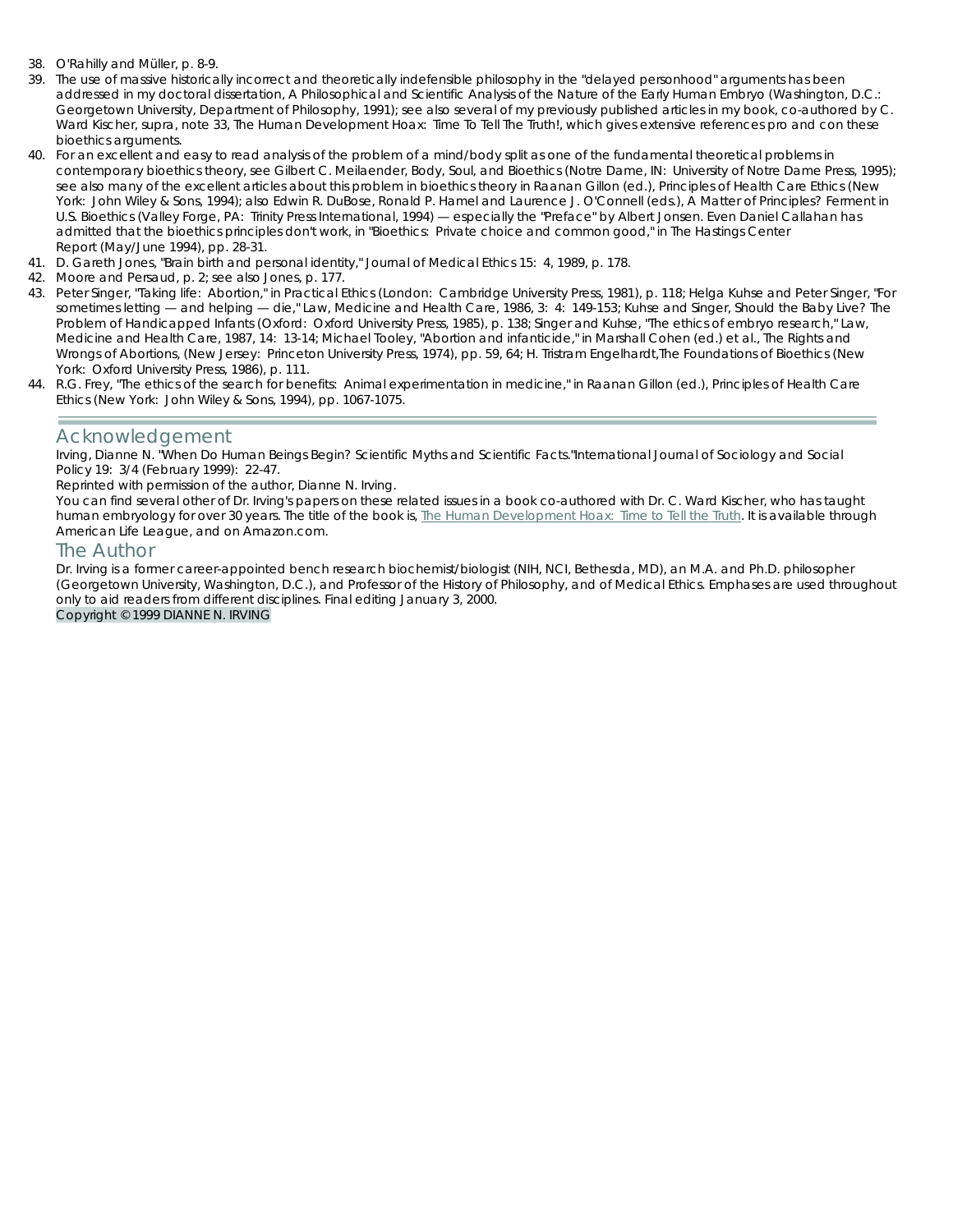38. O'Rahilly and Müller, p. 8-9.
39. The use of massive historically incorrect and theoretically indefensible philosophy in the "delayed personhood" arguments has been addressed in my doctoral dissertation, A Philosophical and Scientific Analysis of the Nature of the Early Human Embryo (Washington, D.C.: Georgetown University, Department of Philosophy, 1991); see also several of my previously published articles in my book, co-authored by C. Ward Kischer, supra, note 33, The Human Development Hoax: Time To Tell The Truth!, which gives extensive references pro and con these bioethics arguments.
40. For an excellent and easy to read analysis of the problem of a mind/body split as one of the fundamental theoretical problems in contemporary bioethics theory, see Gilbert C. Meilaender, Body, Soul, and Bioethics (Notre Dame, IN: University of Notre Dame Press, 1995); see also many of the excellent articles about this problem in bioethics theory in Raanan Gillon (ed.), Principles of Health Care Ethics (New York: John Wiley & Sons, 1994); also Edwin R. DuBose, Ronald P. Hamel and Laurence J. O'Connell (eds.), A Matter of Principles? Ferment in U.S. Bioethics (Valley Forge, PA: Trinity Press International, 1994) — especially the "Preface" by Albert Jonsen. Even Daniel Callahan has admitted that the bioethics principles don't work, in "Bioethics: Private choice and common good," in The Hastings Center Report (May/June 1994), pp. 28-31.
41. D. Gareth Jones, "Brain birth and personal identity," Journal of Medical Ethics 15: 4, 1989, p. 178.
42. Moore and Persaud, p. 2; see also Jones, p. 177.
43. Peter Singer, "Taking life: Abortion," in Practical Ethics (London: Cambridge University Press, 1981), p. 118; Helga Kuhse and Peter Singer, "For sometimes letting — and helping — die," Law, Medicine and Health Care, 1986, 3: 4: 149-153; Kuhse and Singer, Should the Baby Live? The Problem of Handicapped Infants (Oxford: Oxford University Press, 1985), p. 138; Singer and Kuhse, "The ethics of embryo research," Law, Medicine and Health Care, 1987, 14: 13-14; Michael Tooley, "Abortion and infanticide," in Marshall Cohen (ed.) et al., The Rights and Wrongs of Abortions, (New Jersey: Princeton University Press, 1974), pp. 59, 64; H. Tristram Engelhardt,The Foundations of Bioethics (New York: Oxford University Press, 1986), p. 111.
44. R.G. Frey, "The ethics of the search for benefits: Animal experimentation in medicine," in Raanan Gillon (ed.), Principles of Health Care Ethics (New York: John Wiley & Sons, 1994), pp. 1067-1075.

## Acknowledgement

Irving, Dianne N. "When Do Human Beings Begin? Scientific Myths and Scientific Facts."International Journal of Sociology and Social Policy 19: 3/4 (February 1999): 22-47.

Reprinted with permission of the author, Dianne N. Irving.

You can find several other of Dr. Irving's papers on these related issues in a book co-authored with Dr. C. Ward Kischer, who has taught human embryology for over 30 years. The title of the book is, The Human Development Hoax: Time to Tell the Truth. It is available through American Life League, and on Amazon.com.

## The Author

Dr. Irving is a former career-appointed bench research biochemist/biologist (NIH, NCI, Bethesda, MD), an M.A. and Ph.D. philosopher (Georgetown University, Washington, D.C.), and Professor of the History of Philosophy, and of Medical Ethics. Emphases are used throughout only to aid readers from different disciplines. Final editing January 3, 2000.

Copyright © 1999 DIANNE N. IRVING